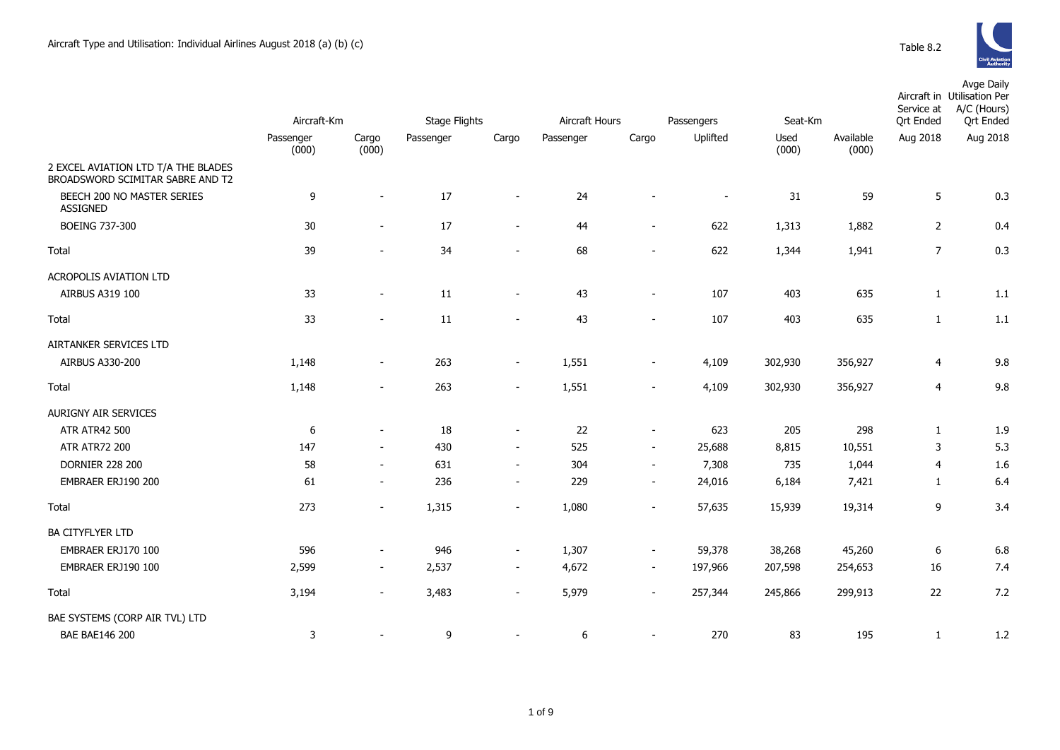Aircraft Type and Utilisation: Individual Airlines August 2018 (a) (b) (c)

Table 8.2

| | Aircraft-Km | | Stage Flights | | Aircraft Hours | | Passengers | Seat-Km | | Aircraft in Service at Qrt Ended | Avge Daily Utilisation Per A/C (Hours) Qrt Ended |
|---|---|---|---|---|---|---|---|---|---|---|---|
| | Passenger (000) | Cargo (000) | Passenger | Cargo | Passenger | Cargo | Uplifted | Used (000) | Available (000) | Aug 2018 | Aug 2018 |
| 2 EXCEL AVIATION LTD T/A THE BLADES BROADSWORD SCIMITAR SABRE AND T2 | | | | | | | | | | | |
| BEECH 200 NO MASTER SERIES ASSIGNED | 9 | - | 17 | - | 24 | - | - | 31 | 59 | 5 | 0.3 |
| BOEING 737-300 | 30 | - | 17 | - | 44 | - | 622 | 1,313 | 1,882 | 2 | 0.4 |
| Total | 39 | - | 34 | - | 68 | - | 622 | 1,344 | 1,941 | 7 | 0.3 |
| ACROPOLIS AVIATION LTD | | | | | | | | | | | |
| AIRBUS A319 100 | 33 | - | 11 | - | 43 | - | 107 | 403 | 635 | 1 | 1.1 |
| Total | 33 | - | 11 | - | 43 | - | 107 | 403 | 635 | 1 | 1.1 |
| AIRTANKER SERVICES LTD | | | | | | | | | | | |
| AIRBUS A330-200 | 1,148 | - | 263 | - | 1,551 | - | 4,109 | 302,930 | 356,927 | 4 | 9.8 |
| Total | 1,148 | - | 263 | - | 1,551 | - | 4,109 | 302,930 | 356,927 | 4 | 9.8 |
| AURIGNY AIR SERVICES | | | | | | | | | | | |
| ATR ATR42 500 | 6 | - | 18 | - | 22 | - | 623 | 205 | 298 | 1 | 1.9 |
| ATR ATR72 200 | 147 | - | 430 | - | 525 | - | 25,688 | 8,815 | 10,551 | 3 | 5.3 |
| DORNIER 228 200 | 58 | - | 631 | - | 304 | - | 7,308 | 735 | 1,044 | 4 | 1.6 |
| EMBRAER ERJ190 200 | 61 | - | 236 | - | 229 | - | 24,016 | 6,184 | 7,421 | 1 | 6.4 |
| Total | 273 | - | 1,315 | - | 1,080 | - | 57,635 | 15,939 | 19,314 | 9 | 3.4 |
| BA CITYFLYER LTD | | | | | | | | | | | |
| EMBRAER ERJ170 100 | 596 | - | 946 | - | 1,307 | - | 59,378 | 38,268 | 45,260 | 6 | 6.8 |
| EMBRAER ERJ190 100 | 2,599 | - | 2,537 | - | 4,672 | - | 197,966 | 207,598 | 254,653 | 16 | 7.4 |
| Total | 3,194 | - | 3,483 | - | 5,979 | - | 257,344 | 245,866 | 299,913 | 22 | 7.2 |
| BAE SYSTEMS (CORP AIR TVL) LTD | | | | | | | | | | | |
| BAE BAE146 200 | 3 | - | 9 | - | 6 | - | 270 | 83 | 195 | 1 | 1.2 |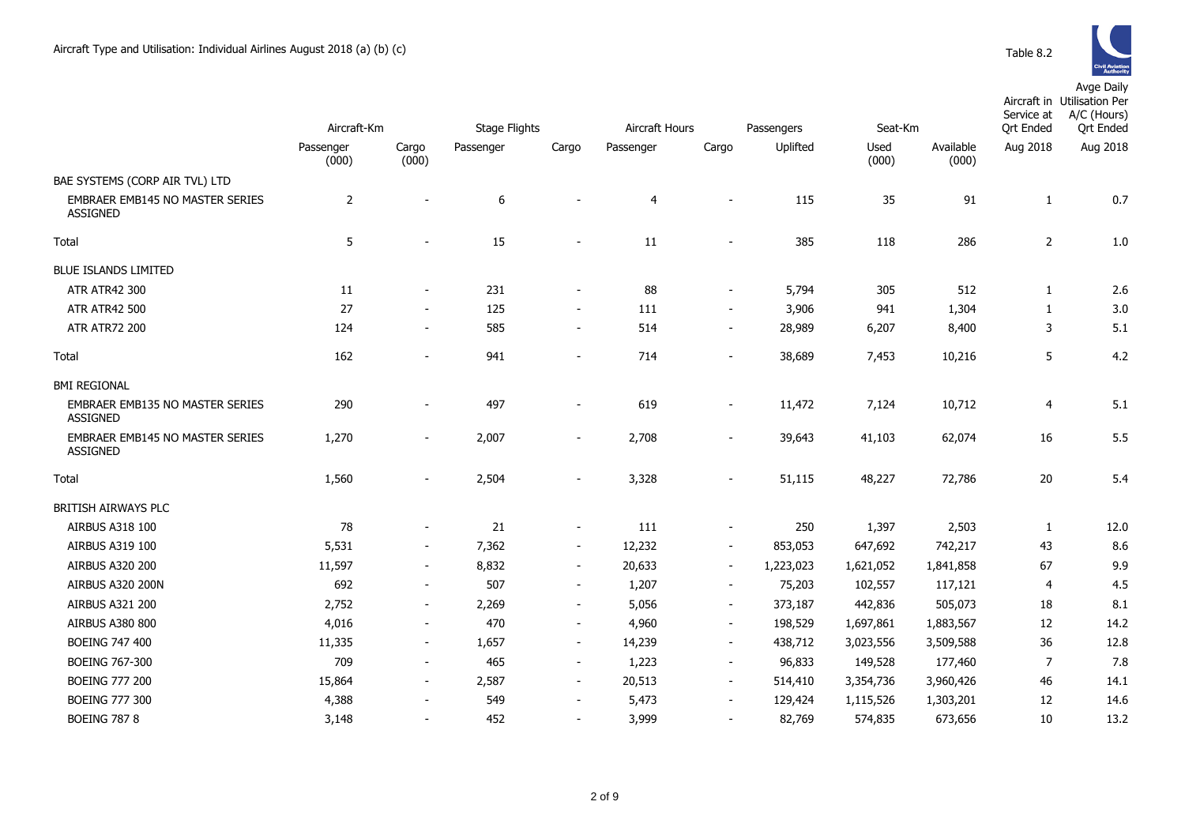# Aircraft Type and Utilisation: Individual Airlines August 2018 (a) (b) (c)

Table 8.2

| | Aircraft-Km | | Stage Flights | | Aircraft Hours | | Passengers | Seat-Km | | Aircraft in Service at Qrt Ended | Avge Daily Utilisation Per A/C (Hours) Qrt Ended |
|---|---|---|---|---|---|---|---|---|---|---|---|
| | Passenger (000) | Cargo (000) | Passenger | Cargo | Passenger | Cargo | Uplifted | Used (000) | Available (000) | Aug 2018 | Aug 2018 |
| BAE SYSTEMS (CORP AIR TVL) LTD | | | | | | | | | | | |
| EMBRAER EMB145 NO MASTER SERIES ASSIGNED | 2 | - | 6 | - | 4 | - | 115 | 35 | 91 | 1 | 0.7 |
| Total | 5 | - | 15 | - | 11 | - | 385 | 118 | 286 | 2 | 1.0 |
| BLUE ISLANDS LIMITED | | | | | | | | | | | |
| ATR ATR42 300 | 11 | - | 231 | - | 88 | - | 5,794 | 305 | 512 | 1 | 2.6 |
| ATR ATR42 500 | 27 | - | 125 | - | 111 | - | 3,906 | 941 | 1,304 | 1 | 3.0 |
| ATR ATR72 200 | 124 | - | 585 | - | 514 | - | 28,989 | 6,207 | 8,400 | 3 | 5.1 |
| Total | 162 | - | 941 | - | 714 | - | 38,689 | 7,453 | 10,216 | 5 | 4.2 |
| BMI REGIONAL | | | | | | | | | | | |
| EMBRAER EMB135 NO MASTER SERIES ASSIGNED | 290 | - | 497 | - | 619 | - | 11,472 | 7,124 | 10,712 | 4 | 5.1 |
| EMBRAER EMB145 NO MASTER SERIES ASSIGNED | 1,270 | - | 2,007 | - | 2,708 | - | 39,643 | 41,103 | 62,074 | 16 | 5.5 |
| Total | 1,560 | - | 2,504 | - | 3,328 | - | 51,115 | 48,227 | 72,786 | 20 | 5.4 |
| BRITISH AIRWAYS PLC | | | | | | | | | | | |
| AIRBUS A318 100 | 78 | - | 21 | - | 111 | - | 250 | 1,397 | 2,503 | 1 | 12.0 |
| AIRBUS A319 100 | 5,531 | - | 7,362 | - | 12,232 | - | 853,053 | 647,692 | 742,217 | 43 | 8.6 |
| AIRBUS A320 200 | 11,597 | - | 8,832 | - | 20,633 | - | 1,223,023 | 1,621,052 | 1,841,858 | 67 | 9.9 |
| AIRBUS A320 200N | 692 | - | 507 | - | 1,207 | - | 75,203 | 102,557 | 117,121 | 4 | 4.5 |
| AIRBUS A321 200 | 2,752 | - | 2,269 | - | 5,056 | - | 373,187 | 442,836 | 505,073 | 18 | 8.1 |
| AIRBUS A380 800 | 4,016 | - | 470 | - | 4,960 | - | 198,529 | 1,697,861 | 1,883,567 | 12 | 14.2 |
| BOEING 747 400 | 11,335 | - | 1,657 | - | 14,239 | - | 438,712 | 3,023,556 | 3,509,588 | 36 | 12.8 |
| BOEING 767-300 | 709 | - | 465 | - | 1,223 | - | 96,833 | 149,528 | 177,460 | 7 | 7.8 |
| BOEING 777 200 | 15,864 | - | 2,587 | - | 20,513 | - | 514,410 | 3,354,736 | 3,960,426 | 46 | 14.1 |
| BOEING 777 300 | 4,388 | - | 549 | - | 5,473 | - | 129,424 | 1,115,526 | 1,303,201 | 12 | 14.6 |
| BOEING 787 8 | 3,148 | - | 452 | - | 3,999 | - | 82,769 | 574,835 | 673,656 | 10 | 13.2 |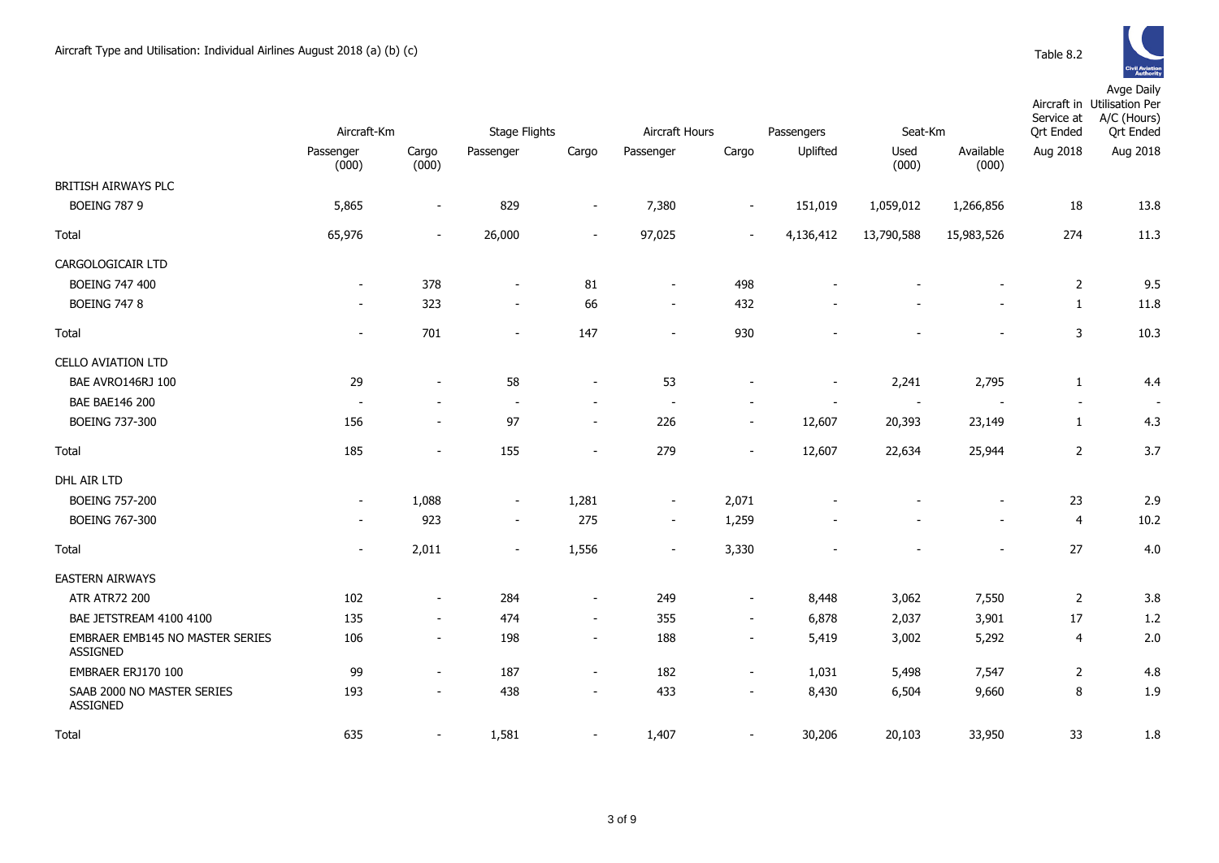Aircraft Type and Utilisation: Individual Airlines August 2018 (a) (b) (c)

Table 8.2

| | Aircraft-Km | | Stage Flights | | Aircraft Hours | | Passengers | Seat-Km | | Aircraft in Service at Qrt Ended | Avge Daily Utilisation Per A/C (Hours) Qrt Ended |
|---|---|---|---|---|---|---|---|---|---|---|---|
| | Passenger (000) | Cargo (000) | Passenger | Cargo | Passenger | Cargo | Uplifted | Used (000) | Available (000) | Aug 2018 | Aug 2018 |
| BRITISH AIRWAYS PLC | | | | | | | | | | | |
| BOEING 787 9 | 5,865 | - | 829 | - | 7,380 | - | 151,019 | 1,059,012 | 1,266,856 | 18 | 13.8 |
| Total | 65,976 | - | 26,000 | - | 97,025 | - | 4,136,412 | 13,790,588 | 15,983,526 | 274 | 11.3 |
| CARGOLOGICAIR LTD | | | | | | | | | | | |
| BOEING 747 400 | - | 378 | - | 81 | - | 498 | - | - | - | 2 | 9.5 |
| BOEING 747 8 | - | 323 | - | 66 | - | 432 | - | - | - | 1 | 11.8 |
| Total | - | 701 | - | 147 | - | 930 | - | - | - | 3 | 10.3 |
| CELLO AVIATION LTD | | | | | | | | | | | |
| BAE AVRO146RJ 100 | 29 | - | 58 | - | 53 | - | - | 2,241 | 2,795 | 1 | 4.4 |
| BAE BAE146 200 | - | - | - | - | - | - | - | - | - | - | - |
| BOEING 737-300 | 156 | - | 97 | - | 226 | - | 12,607 | 20,393 | 23,149 | 1 | 4.3 |
| Total | 185 | - | 155 | - | 279 | - | 12,607 | 22,634 | 25,944 | 2 | 3.7 |
| DHL AIR LTD | | | | | | | | | | | |
| BOEING 757-200 | - | 1,088 | - | 1,281 | - | 2,071 | - | - | - | 23 | 2.9 |
| BOEING 767-300 | - | 923 | - | 275 | - | 1,259 | - | - | - | 4 | 10.2 |
| Total | - | 2,011 | - | 1,556 | - | 3,330 | - | - | - | 27 | 4.0 |
| EASTERN AIRWAYS | | | | | | | | | | | |
| ATR ATR72 200 | 102 | - | 284 | - | 249 | - | 8,448 | 3,062 | 7,550 | 2 | 3.8 |
| BAE JETSTREAM 4100 4100 | 135 | - | 474 | - | 355 | - | 6,878 | 2,037 | 3,901 | 17 | 1.2 |
| EMBRAER EMB145 NO MASTER SERIES ASSIGNED | 106 | - | 198 | - | 188 | - | 5,419 | 3,002 | 5,292 | 4 | 2.0 |
| EMBRAER ERJ170 100 | 99 | - | 187 | - | 182 | - | 1,031 | 5,498 | 7,547 | 2 | 4.8 |
| SAAB 2000 NO MASTER SERIES ASSIGNED | 193 | - | 438 | - | 433 | - | 8,430 | 6,504 | 9,660 | 8 | 1.9 |
| Total | 635 | - | 1,581 | - | 1,407 | - | 30,206 | 20,103 | 33,950 | 33 | 1.8 |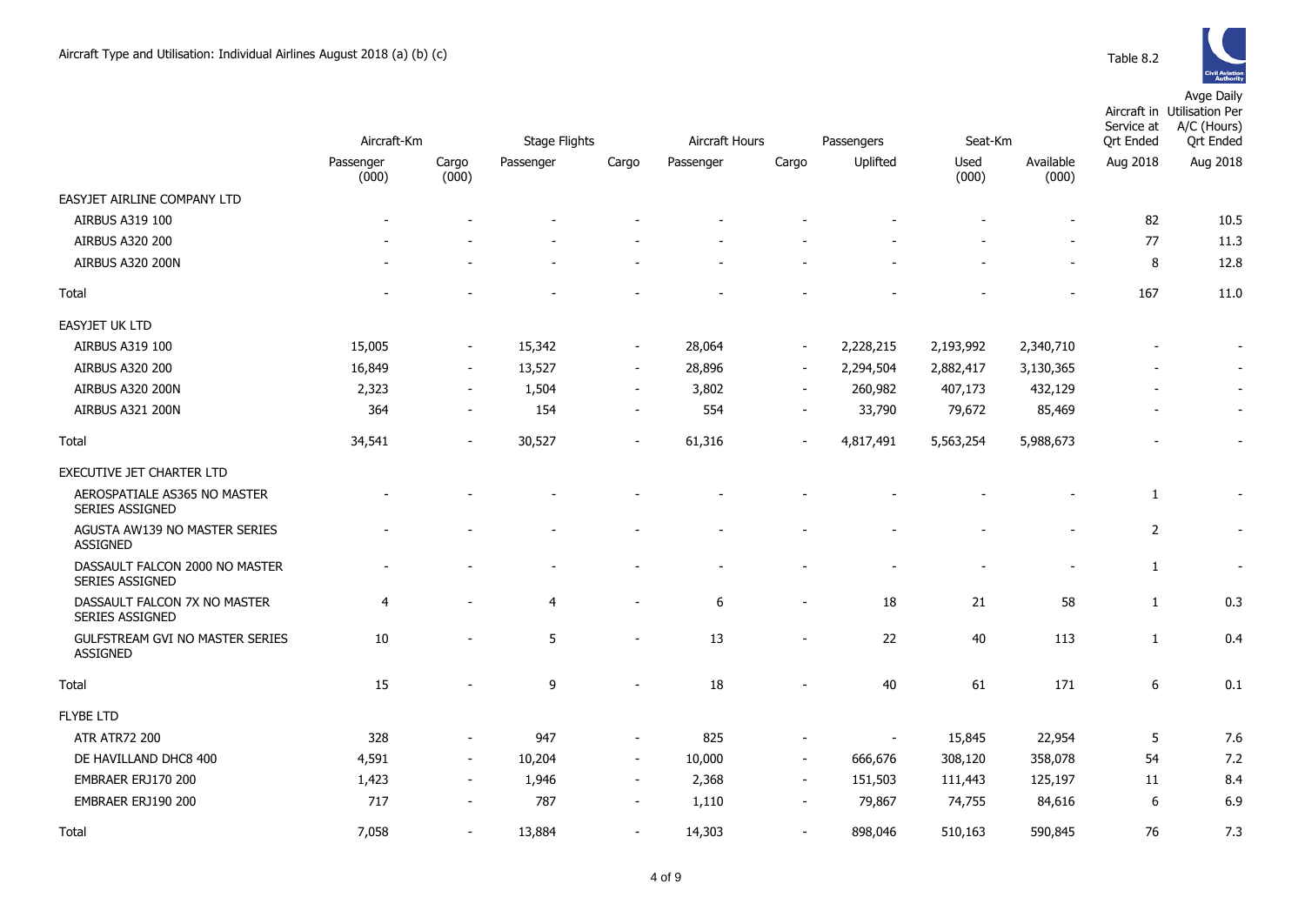Aircraft Type and Utilisation: Individual Airlines August 2018 (a) (b) (c)

Table 8.2

| | Aircraft-Km | | Stage Flights | | Aircraft Hours | | Passengers | Seat-Km | | Aircraft in Service at Qrt Ended | Avge Daily Utilisation Per A/C (Hours) Qrt Ended |
|---|---|---|---|---|---|---|---|---|---|---|---|
| | Passenger (000) | Cargo (000) | Passenger | Cargo | Passenger | Cargo | Uplifted | Used (000) | Available (000) | Aug 2018 | Aug 2018 |
| EASYJET AIRLINE COMPANY LTD | | | | | | | | | | | |
| AIRBUS A319 100 | - | - | - | - | - | - | - | - | - | 82 | 10.5 |
| AIRBUS A320 200 | - | - | - | - | - | - | - | - | - | 77 | 11.3 |
| AIRBUS A320 200N | - | - | - | - | - | - | - | - | - | 8 | 12.8 |
| Total | - | - | - | - | - | - | - | - | - | 167 | 11.0 |
| EASYJET UK LTD | | | | | | | | | | | |
| AIRBUS A319 100 | 15,005 | - | 15,342 | - | 28,064 | - | 2,228,215 | 2,193,992 | 2,340,710 | - | - |
| AIRBUS A320 200 | 16,849 | - | 13,527 | - | 28,896 | - | 2,294,504 | 2,882,417 | 3,130,365 | - | - |
| AIRBUS A320 200N | 2,323 | - | 1,504 | - | 3,802 | - | 260,982 | 407,173 | 432,129 | - | - |
| AIRBUS A321 200N | 364 | - | 154 | - | 554 | - | 33,790 | 79,672 | 85,469 | - | - |
| Total | 34,541 | - | 30,527 | - | 61,316 | - | 4,817,491 | 5,563,254 | 5,988,673 | - | - |
| EXECUTIVE JET CHARTER LTD | | | | | | | | | | | |
| AEROSPATIALE AS365 NO MASTER SERIES ASSIGNED | - | - | - | - | - | - | - | - | - | 1 | - |
| AGUSTA AW139 NO MASTER SERIES ASSIGNED | - | - | - | - | - | - | - | - | - | 2 | - |
| DASSAULT FALCON 2000 NO MASTER SERIES ASSIGNED | - | - | - | - | - | - | - | - | - | 1 | - |
| DASSAULT FALCON 7X NO MASTER SERIES ASSIGNED | 4 | - | 4 | - | 6 | - | 18 | 21 | 58 | 1 | 0.3 |
| GULFSTREAM GVI NO MASTER SERIES ASSIGNED | 10 | - | 5 | - | 13 | - | 22 | 40 | 113 | 1 | 0.4 |
| Total | 15 | - | 9 | - | 18 | - | 40 | 61 | 171 | 6 | 0.1 |
| FLYBE LTD | | | | | | | | | | | |
| ATR ATR72 200 | 328 | - | 947 | - | 825 | - | - | 15,845 | 22,954 | 5 | 7.6 |
| DE HAVILLAND DHC8 400 | 4,591 | - | 10,204 | - | 10,000 | - | 666,676 | 308,120 | 358,078 | 54 | 7.2 |
| EMBRAER ERJ170 200 | 1,423 | - | 1,946 | - | 2,368 | - | 151,503 | 111,443 | 125,197 | 11 | 8.4 |
| EMBRAER ERJ190 200 | 717 | - | 787 | - | 1,110 | - | 79,867 | 74,755 | 84,616 | 6 | 6.9 |
| Total | 7,058 | - | 13,884 | - | 14,303 | - | 898,046 | 510,163 | 590,845 | 76 | 7.3 |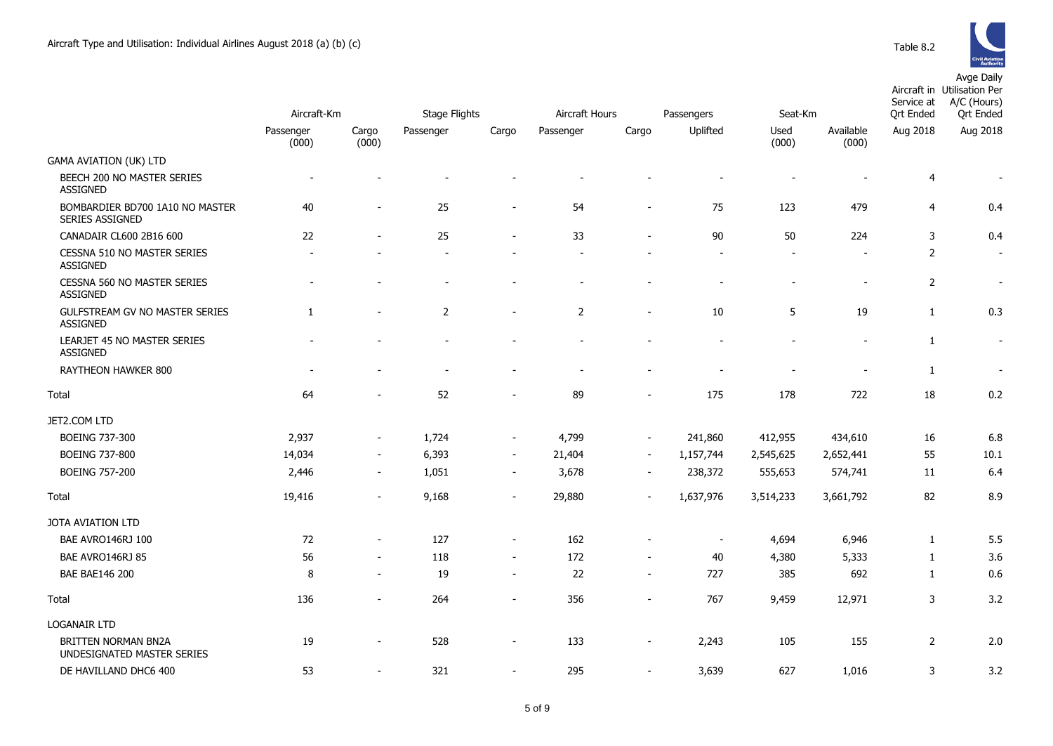Aircraft Type and Utilisation: Individual Airlines August 2018 (a) (b) (c)

Table 8.2

| | Aircraft-Km | | Stage Flights | | Aircraft Hours | | Passengers | Seat-Km | | Aircraft in Service at Qrt Ended | Avge Daily Utilisation Per A/C (Hours) Qrt Ended |
|---|---|---|---|---|---|---|---|---|---|---|---|
| | Passenger (000) | Cargo (000) | Passenger | Cargo | Passenger | Cargo | Uplifted | Used (000) | Available (000) | Aug 2018 | Aug 2018 |
| GAMA AVIATION (UK) LTD | | | | | | | | | | | |
| BEECH 200 NO MASTER SERIES ASSIGNED | - | - | - | - | - | - | - | - | - | 4 | - |
| BOMBARDIER BD700 1A10 NO MASTER SERIES ASSIGNED | 40 | - | 25 | - | 54 | - | 75 | 123 | 479 | 4 | 0.4 |
| CANADAIR CL600 2B16 600 | 22 | - | 25 | - | 33 | - | 90 | 50 | 224 | 3 | 0.4 |
| CESSNA 510 NO MASTER SERIES ASSIGNED | - | - | - | - | - | - | - | - | - | 2 | - |
| CESSNA 560 NO MASTER SERIES ASSIGNED | - | - | - | - | - | - | - | - | - | 2 | - |
| GULFSTREAM GV NO MASTER SERIES ASSIGNED | 1 | - | 2 | - | 2 | - | 10 | 5 | 19 | 1 | 0.3 |
| LEARJET 45 NO MASTER SERIES ASSIGNED | - | - | - | - | - | - | - | - | - | 1 | - |
| RAYTHEON HAWKER 800 | - | - | - | - | - | - | - | - | - | 1 | - |
| Total | 64 | - | 52 | - | 89 | - | 175 | 178 | 722 | 18 | 0.2 |
| JET2.COM LTD | | | | | | | | | | | |
| BOEING 737-300 | 2,937 | - | 1,724 | - | 4,799 | - | 241,860 | 412,955 | 434,610 | 16 | 6.8 |
| BOEING 737-800 | 14,034 | - | 6,393 | - | 21,404 | - | 1,157,744 | 2,545,625 | 2,652,441 | 55 | 10.1 |
| BOEING 757-200 | 2,446 | - | 1,051 | - | 3,678 | - | 238,372 | 555,653 | 574,741 | 11 | 6.4 |
| Total | 19,416 | - | 9,168 | - | 29,880 | - | 1,637,976 | 3,514,233 | 3,661,792 | 82 | 8.9 |
| JOTA AVIATION LTD | | | | | | | | | | | |
| BAE AVRO146RJ 100 | 72 | - | 127 | - | 162 | - | - | 4,694 | 6,946 | 1 | 5.5 |
| BAE AVRO146RJ 85 | 56 | - | 118 | - | 172 | - | 40 | 4,380 | 5,333 | 1 | 3.6 |
| BAE BAE146 200 | 8 | - | 19 | - | 22 | - | 727 | 385 | 692 | 1 | 0.6 |
| Total | 136 | - | 264 | - | 356 | - | 767 | 9,459 | 12,971 | 3 | 3.2 |
| LOGANAIR LTD | | | | | | | | | | | |
| BRITTEN NORMAN BN2A UNDESIGNATED MASTER SERIES | 19 | - | 528 | - | 133 | - | 2,243 | 105 | 155 | 2 | 2.0 |
| DE HAVILLAND DHC6 400 | 53 | - | 321 | - | 295 | - | 3,639 | 627 | 1,016 | 3 | 3.2 |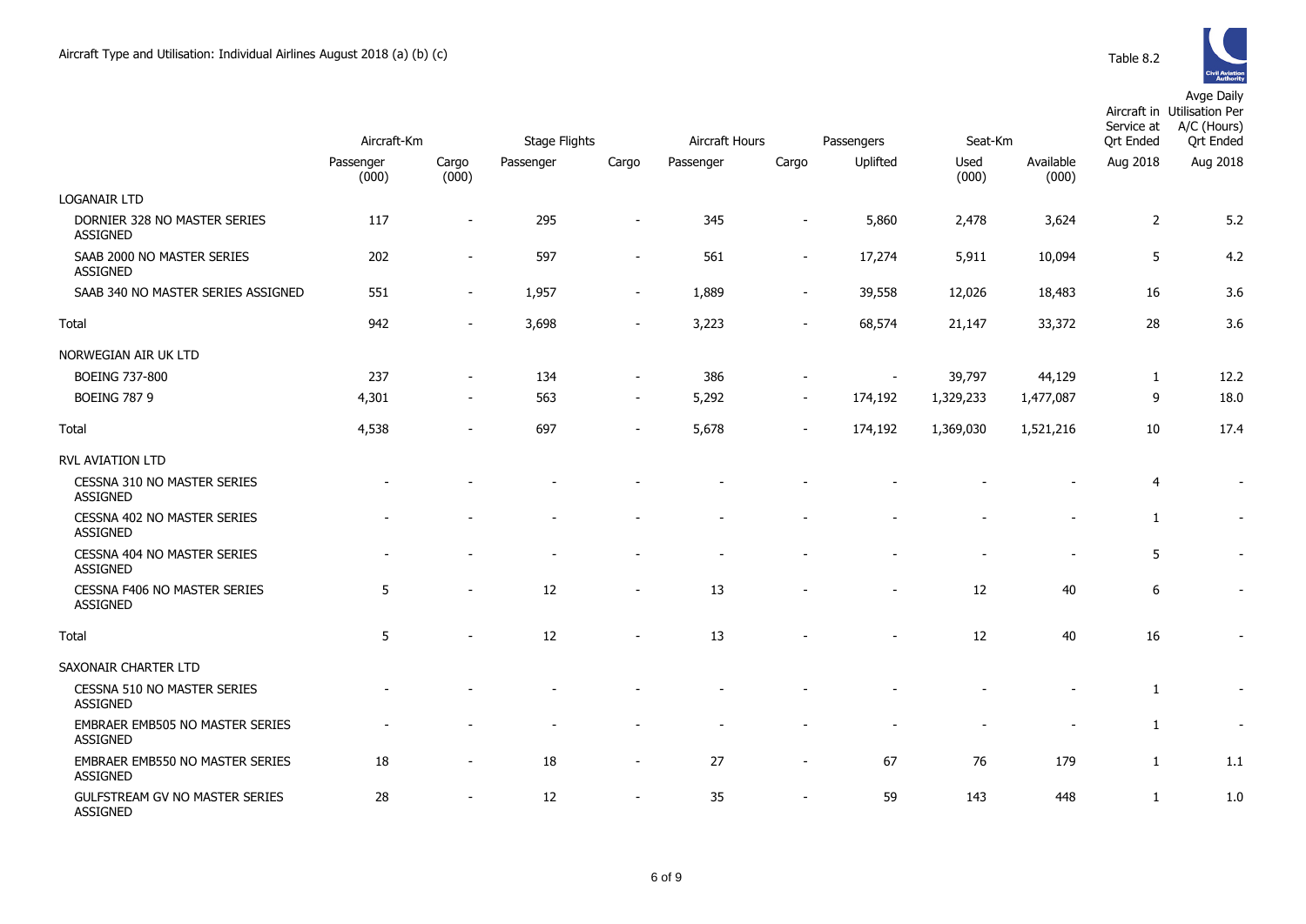Aircraft Type and Utilisation: Individual Airlines August 2018 (a) (b) (c)

Table 8.2

| | Aircraft-Km | | Stage Flights | | Aircraft Hours | | Passengers | Seat-Km | | Aircraft in Service at Qrt Ended | Avge Daily Utilisation Per A/C (Hours) Qrt Ended |
|---|---|---|---|---|---|---|---|---|---|---|---|
| | Passenger (000) | Cargo (000) | Passenger | Cargo | Passenger | Cargo | Uplifted | Used (000) | Available (000) | Aug 2018 | Aug 2018 |
| LOGANAIR LTD | | | | | | | | | | | |
| DORNIER 328 NO MASTER SERIES ASSIGNED | 117 | - | 295 | - | 345 | - | 5,860 | 2,478 | 3,624 | 2 | 5.2 |
| SAAB 2000 NO MASTER SERIES ASSIGNED | 202 | - | 597 | - | 561 | - | 17,274 | 5,911 | 10,094 | 5 | 4.2 |
| SAAB 340 NO MASTER SERIES ASSIGNED | 551 | - | 1,957 | - | 1,889 | - | 39,558 | 12,026 | 18,483 | 16 | 3.6 |
| Total | 942 | - | 3,698 | - | 3,223 | - | 68,574 | 21,147 | 33,372 | 28 | 3.6 |
| NORWEGIAN AIR UK LTD | | | | | | | | | | | |
| BOEING 737-800 | 237 | - | 134 | - | 386 | - | - | 39,797 | 44,129 | 1 | 12.2 |
| BOEING 787 9 | 4,301 | - | 563 | - | 5,292 | - | 174,192 | 1,329,233 | 1,477,087 | 9 | 18.0 |
| Total | 4,538 | - | 697 | - | 5,678 | - | 174,192 | 1,369,030 | 1,521,216 | 10 | 17.4 |
| RVL AVIATION LTD | | | | | | | | | | | |
| CESSNA 310 NO MASTER SERIES ASSIGNED | - | - | - | - | - | - | - | - | - | 4 | - |
| CESSNA 402 NO MASTER SERIES ASSIGNED | - | - | - | - | - | - | - | - | - | 1 | - |
| CESSNA 404 NO MASTER SERIES ASSIGNED | - | - | - | - | - | - | - | - | - | 5 | - |
| CESSNA F406 NO MASTER SERIES ASSIGNED | 5 | - | 12 | - | 13 | - | - | 12 | 40 | 6 | - |
| Total | 5 | - | 12 | - | 13 | - | - | 12 | 40 | 16 | - |
| SAXONAIR CHARTER LTD | | | | | | | | | | | |
| CESSNA 510 NO MASTER SERIES ASSIGNED | - | - | - | - | - | - | - | - | - | 1 | - |
| EMBRAER EMB505 NO MASTER SERIES ASSIGNED | - | - | - | - | - | - | - | - | - | 1 | - |
| EMBRAER EMB550 NO MASTER SERIES ASSIGNED | 18 | - | 18 | - | 27 | - | 67 | 76 | 179 | 1 | 1.1 |
| GULFSTREAM GV NO MASTER SERIES ASSIGNED | 28 | - | 12 | - | 35 | - | 59 | 143 | 448 | 1 | 1.0 |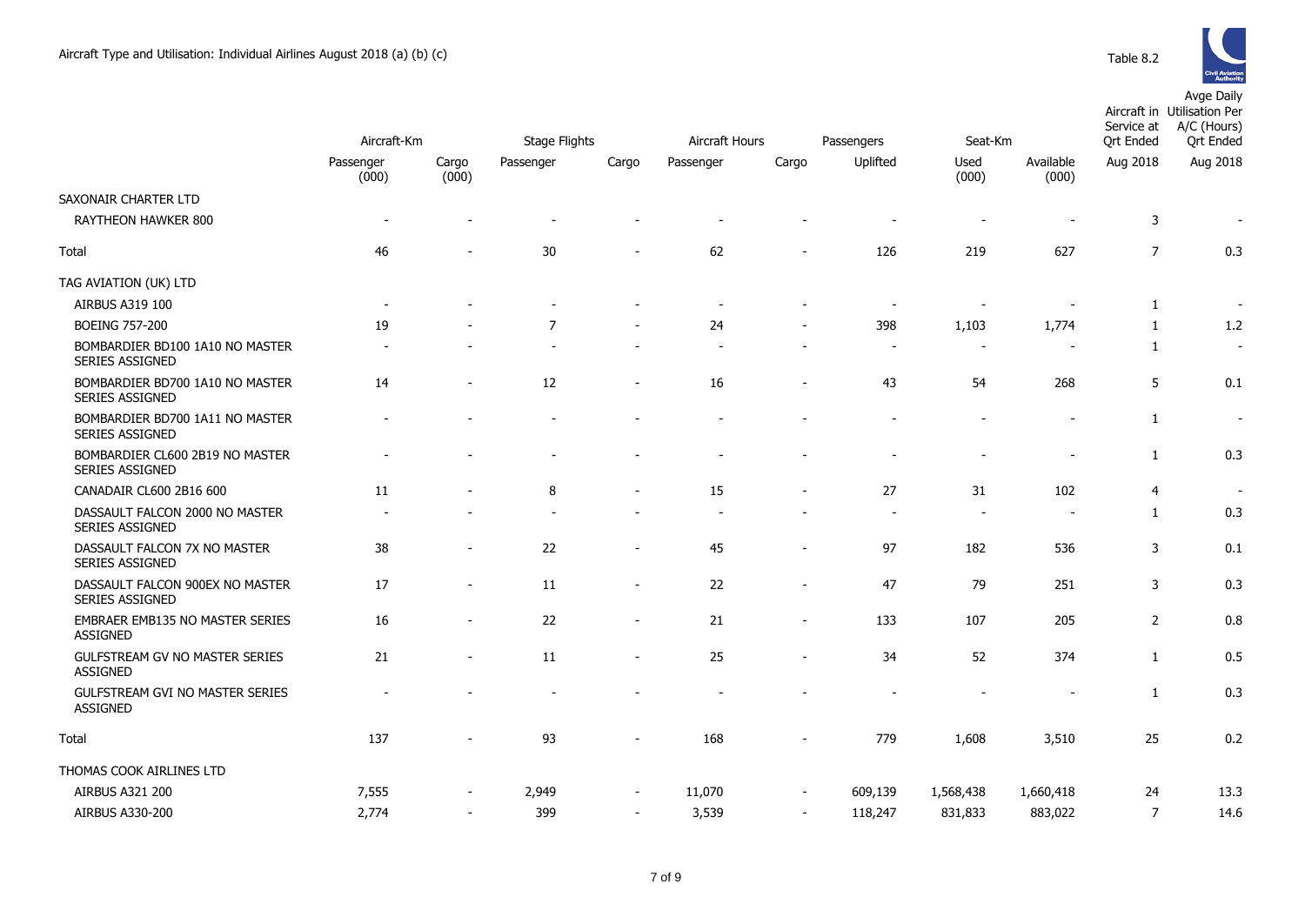Aircraft Type and Utilisation: Individual Airlines August 2018 (a) (b) (c)

Table 8.2

| | Aircraft-Km | | Stage Flights | | Aircraft Hours | | Passengers | Seat-Km | | Aircraft in Service at Qrt Ended | Avge Daily Utilisation Per A/C (Hours) Qrt Ended |
|---|---|---|---|---|---|---|---|---|---|---|---|
| | Passenger (000) | Cargo (000) | Passenger | Cargo | Passenger | Cargo | Uplifted | Used (000) | Available (000) | Aug 2018 | Aug 2018 |
| SAXONAIR CHARTER LTD | | | | | | | | | | | |
| RAYTHEON HAWKER 800 | - | - | - | - | - | - | - | - | - | 3 | - |
| Total | 46 | - | 30 | - | 62 | - | 126 | 219 | 627 | 7 | 0.3 |
| TAG AVIATION (UK) LTD | | | | | | | | | | | |
| AIRBUS A319 100 | - | - | - | - | - | - | - | - | - | 1 | - |
| BOEING 757-200 | 19 | - | 7 | - | 24 | - | 398 | 1,103 | 1,774 | 1 | 1.2 |
| BOMBARDIER BD100 1A10 NO MASTER SERIES ASSIGNED | - | - | - | - | - | - | - | - | - | 1 | - |
| BOMBARDIER BD700 1A10 NO MASTER SERIES ASSIGNED | 14 | - | 12 | - | 16 | - | 43 | 54 | 268 | 5 | 0.1 |
| BOMBARDIER BD700 1A11 NO MASTER SERIES ASSIGNED | - | - | - | - | - | - | - | - | - | 1 | - |
| BOMBARDIER CL600 2B19 NO MASTER SERIES ASSIGNED | - | - | - | - | - | - | - | - | - | 1 | 0.3 |
| CANADAIR CL600 2B16 600 | 11 | - | 8 | - | 15 | - | 27 | 31 | 102 | 4 | - |
| DASSAULT FALCON 2000 NO MASTER SERIES ASSIGNED | - | - | - | - | - | - | - | - | - | 1 | 0.3 |
| DASSAULT FALCON 7X NO MASTER SERIES ASSIGNED | 38 | - | 22 | - | 45 | - | 97 | 182 | 536 | 3 | 0.1 |
| DASSAULT FALCON 900EX NO MASTER SERIES ASSIGNED | 17 | - | 11 | - | 22 | - | 47 | 79 | 251 | 3 | 0.3 |
| EMBRAER EMB135 NO MASTER SERIES ASSIGNED | 16 | - | 22 | - | 21 | - | 133 | 107 | 205 | 2 | 0.8 |
| GULFSTREAM GV NO MASTER SERIES ASSIGNED | 21 | - | 11 | - | 25 | - | 34 | 52 | 374 | 1 | 0.5 |
| GULFSTREAM GVI NO MASTER SERIES ASSIGNED | - | - | - | - | - | - | - | - | - | 1 | 0.3 |
| Total | 137 | - | 93 | - | 168 | - | 779 | 1,608 | 3,510 | 25 | 0.2 |
| THOMAS COOK AIRLINES LTD | | | | | | | | | | | |
| AIRBUS A321 200 | 7,555 | - | 2,949 | - | 11,070 | - | 609,139 | 1,568,438 | 1,660,418 | 24 | 13.3 |
| AIRBUS A330-200 | 2,774 | - | 399 | - | 3,539 | - | 118,247 | 831,833 | 883,022 | 7 | 14.6 |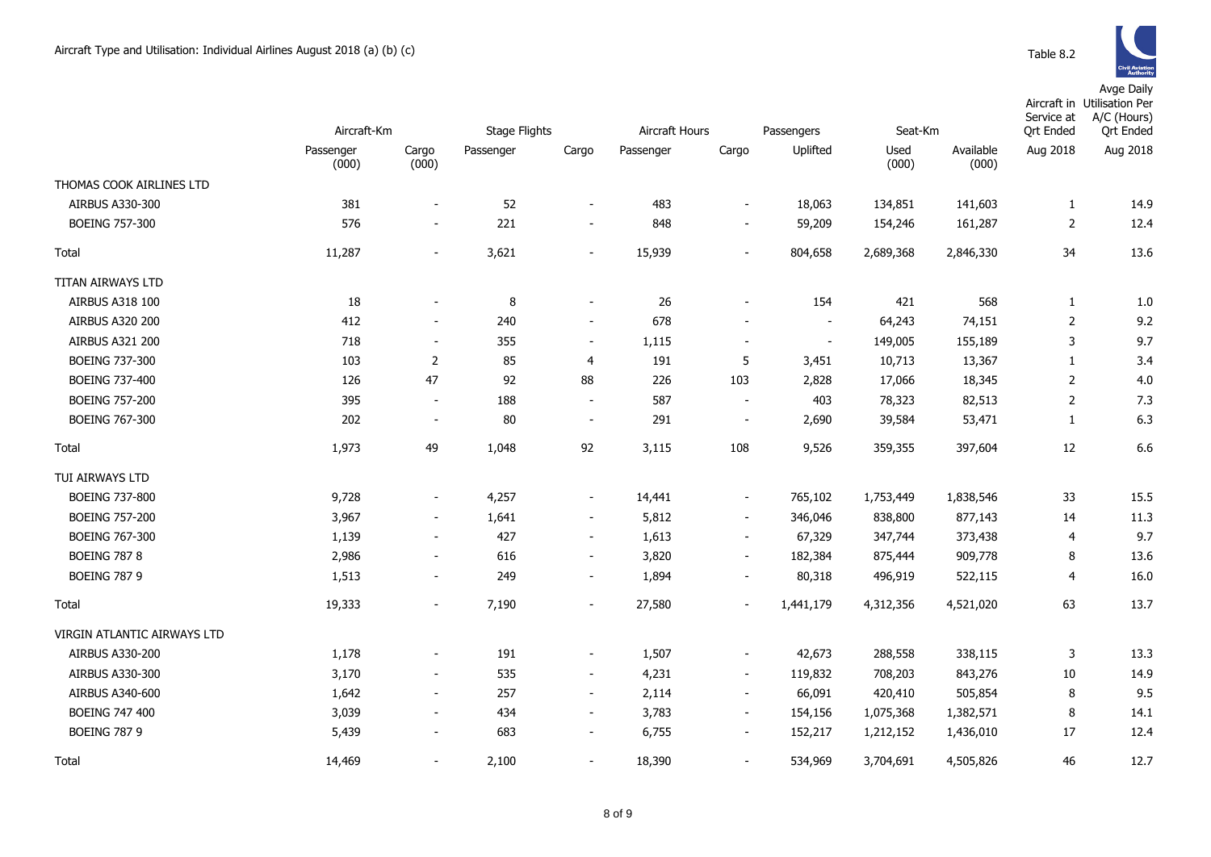# Aircraft Type and Utilisation: Individual Airlines August 2018 (a) (b) (c)

Table 8.2

| | Aircraft-Km | | Stage Flights | | Aircraft Hours | | Passengers | Seat-Km | | Aircraft in Service at Qrt Ended | Avge Daily Utilisation Per A/C (Hours) Qrt Ended |
|---|---|---|---|---|---|---|---|---|---|---|---|
| | Passenger (000) | Cargo (000) | Passenger | Cargo | Passenger | Cargo | Uplifted | Used (000) | Available (000) | Aug 2018 | Aug 2018 |
| THOMAS COOK AIRLINES LTD | | | | | | | | | | | |
| AIRBUS A330-300 | 381 | - | 52 | - | 483 | - | 18,063 | 134,851 | 141,603 | 1 | 14.9 |
| BOEING 757-300 | 576 | - | 221 | - | 848 | - | 59,209 | 154,246 | 161,287 | 2 | 12.4 |
| Total | 11,287 | - | 3,621 | - | 15,939 | - | 804,658 | 2,689,368 | 2,846,330 | 34 | 13.6 |
| TITAN AIRWAYS LTD | | | | | | | | | | | |
| AIRBUS A318 100 | 18 | - | 8 | - | 26 | - | 154 | 421 | 568 | 1 | 1.0 |
| AIRBUS A320 200 | 412 | - | 240 | - | 678 | - | - | 64,243 | 74,151 | 2 | 9.2 |
| AIRBUS A321 200 | 718 | - | 355 | - | 1,115 | - | - | 149,005 | 155,189 | 3 | 9.7 |
| BOEING 737-300 | 103 | 2 | 85 | 4 | 191 | 5 | 3,451 | 10,713 | 13,367 | 1 | 3.4 |
| BOEING 737-400 | 126 | 47 | 92 | 88 | 226 | 103 | 2,828 | 17,066 | 18,345 | 2 | 4.0 |
| BOEING 757-200 | 395 | - | 188 | - | 587 | - | 403 | 78,323 | 82,513 | 2 | 7.3 |
| BOEING 767-300 | 202 | - | 80 | - | 291 | - | 2,690 | 39,584 | 53,471 | 1 | 6.3 |
| Total | 1,973 | 49 | 1,048 | 92 | 3,115 | 108 | 9,526 | 359,355 | 397,604 | 12 | 6.6 |
| TUI AIRWAYS LTD | | | | | | | | | | | |
| BOEING 737-800 | 9,728 | - | 4,257 | - | 14,441 | - | 765,102 | 1,753,449 | 1,838,546 | 33 | 15.5 |
| BOEING 757-200 | 3,967 | - | 1,641 | - | 5,812 | - | 346,046 | 838,800 | 877,143 | 14 | 11.3 |
| BOEING 767-300 | 1,139 | - | 427 | - | 1,613 | - | 67,329 | 347,744 | 373,438 | 4 | 9.7 |
| BOEING 787 8 | 2,986 | - | 616 | - | 3,820 | - | 182,384 | 875,444 | 909,778 | 8 | 13.6 |
| BOEING 787 9 | 1,513 | - | 249 | - | 1,894 | - | 80,318 | 496,919 | 522,115 | 4 | 16.0 |
| Total | 19,333 | - | 7,190 | - | 27,580 | - | 1,441,179 | 4,312,356 | 4,521,020 | 63 | 13.7 |
| VIRGIN ATLANTIC AIRWAYS LTD | | | | | | | | | | | |
| AIRBUS A330-200 | 1,178 | - | 191 | - | 1,507 | - | 42,673 | 288,558 | 338,115 | 3 | 13.3 |
| AIRBUS A330-300 | 3,170 | - | 535 | - | 4,231 | - | 119,832 | 708,203 | 843,276 | 10 | 14.9 |
| AIRBUS A340-600 | 1,642 | - | 257 | - | 2,114 | - | 66,091 | 420,410 | 505,854 | 8 | 9.5 |
| BOEING 747 400 | 3,039 | - | 434 | - | 3,783 | - | 154,156 | 1,075,368 | 1,382,571 | 8 | 14.1 |
| BOEING 787 9 | 5,439 | - | 683 | - | 6,755 | - | 152,217 | 1,212,152 | 1,436,010 | 17 | 12.4 |
| Total | 14,469 | - | 2,100 | - | 18,390 | - | 534,969 | 3,704,691 | 4,505,826 | 46 | 12.7 |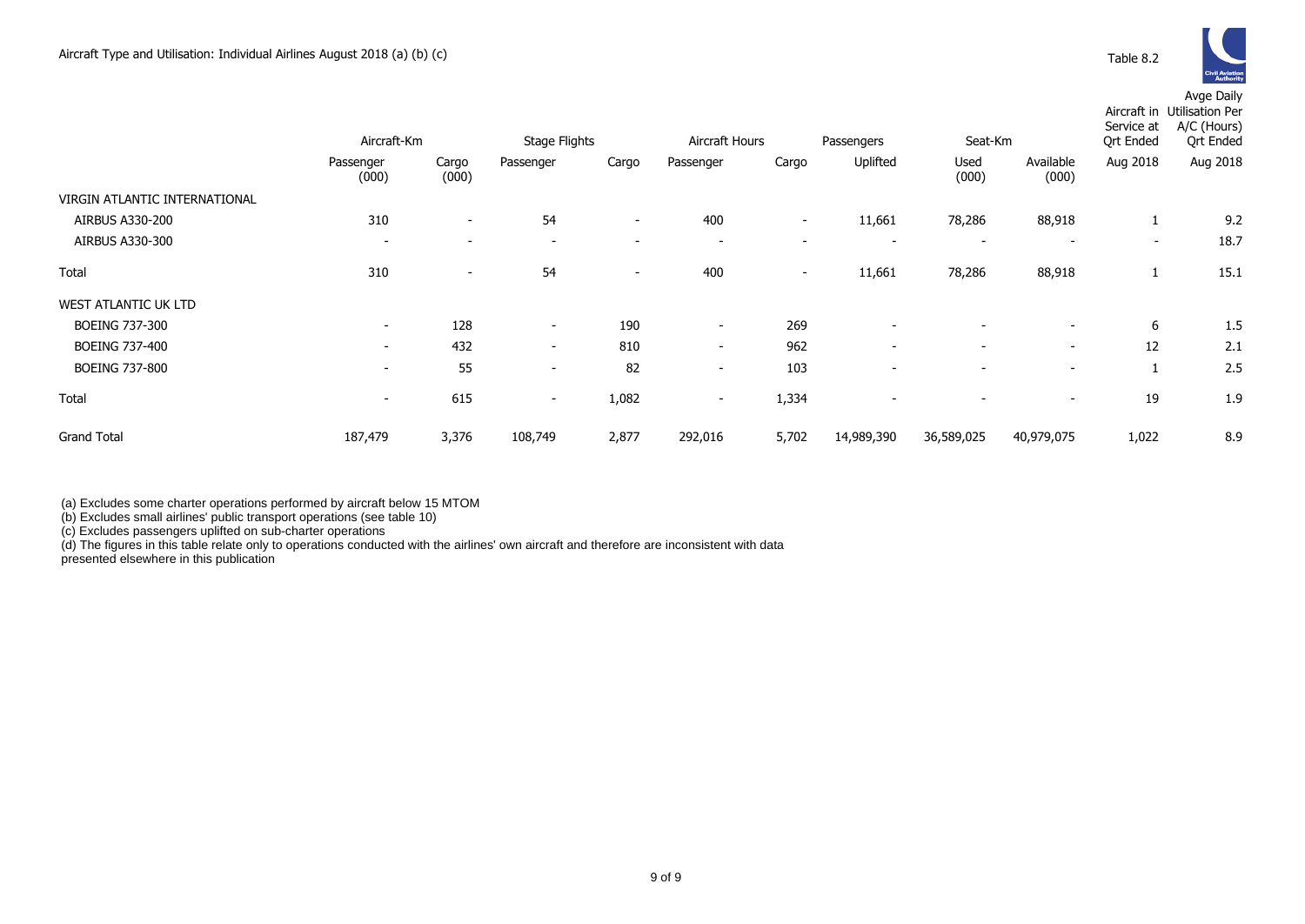Aircraft Type and Utilisation: Individual Airlines August 2018 (a) (b) (c)

Table 8.2

| | Aircraft-Km | | Stage Flights | | Aircraft Hours | | Passengers | Seat-Km | | Aircraft in Service at Qrt Ended | Avge Daily Utilisation Per A/C (Hours) Qrt Ended |
|---|---|---|---|---|---|---|---|---|---|---|---|
| | Passenger (000) | Cargo (000) | Passenger | Cargo | Passenger | Cargo | Uplifted | Used (000) | Available (000) | Aug 2018 | Aug 2018 |
| VIRGIN ATLANTIC INTERNATIONAL | | | | | | | | | | | |
| AIRBUS A330-200 | 310 | - | 54 | - | 400 | - | 11,661 | 78,286 | 88,918 | 1 | 9.2 |
| AIRBUS A330-300 | - | - | - | - | - | - | - | - | - | - | 18.7 |
| Total | 310 | - | 54 | - | 400 | - | 11,661 | 78,286 | 88,918 | 1 | 15.1 |
| WEST ATLANTIC UK LTD | | | | | | | | | | | |
| BOEING 737-300 | - | 128 | - | 190 | - | 269 | - | - | - | 6 | 1.5 |
| BOEING 737-400 | - | 432 | - | 810 | - | 962 | - | - | - | 12 | 2.1 |
| BOEING 737-800 | - | 55 | - | 82 | - | 103 | - | - | - | 1 | 2.5 |
| Total | - | 615 | - | 1,082 | - | 1,334 | - | - | - | 19 | 1.9 |
| Grand Total | 187,479 | 3,376 | 108,749 | 2,877 | 292,016 | 5,702 | 14,989,390 | 36,589,025 | 40,979,075 | 1,022 | 8.9 |

(a) Excludes some charter operations performed by aircraft below 15 MTOM
(b) Excludes small airlines' public transport operations (see table 10)
(c) Excludes passengers uplifted on sub-charter operations
(d) The figures in this table relate only to operations conducted with the airlines' own aircraft and therefore are inconsistent with data presented elsewhere in this publication